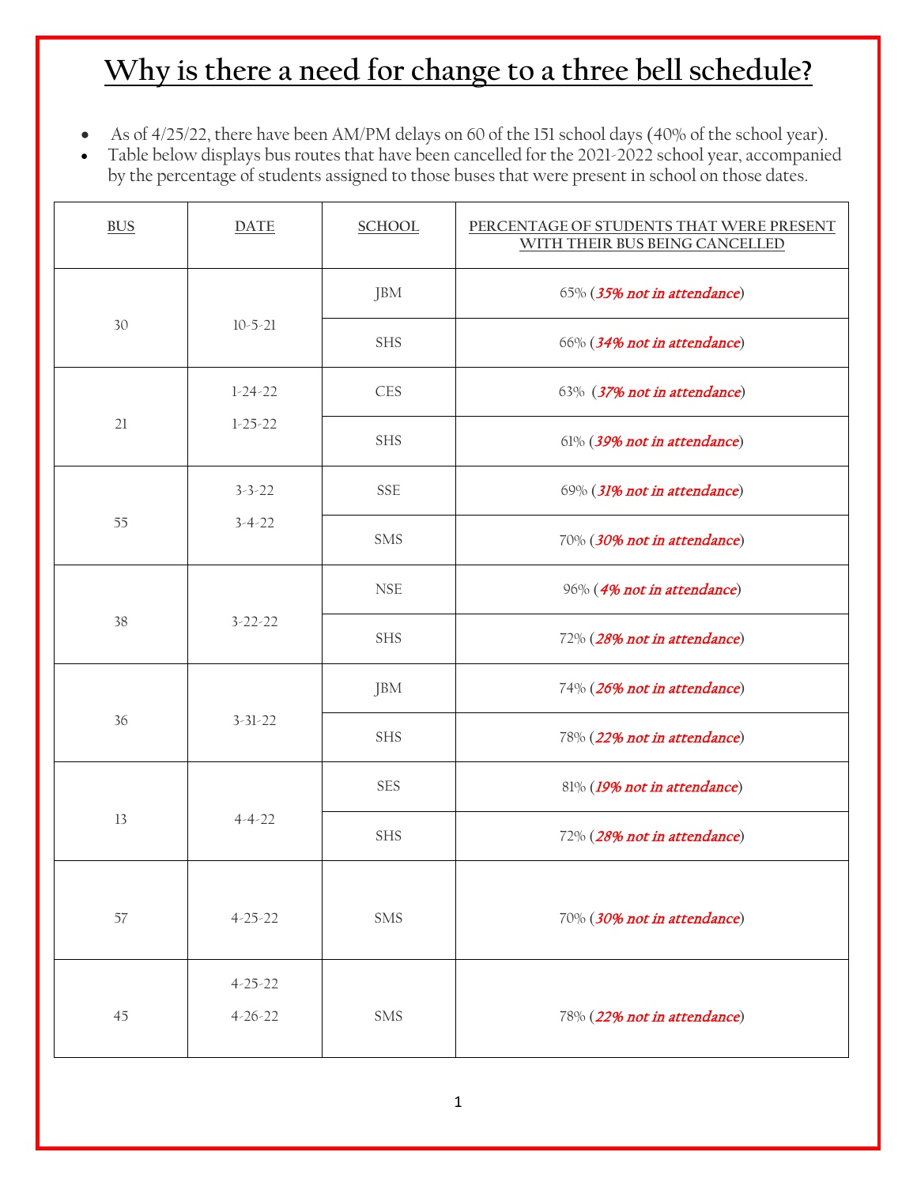# Why is there a need for change to a three bell schedule?

- As of 4/25/22, there have been AM/PM delays on 60 of the 151 school days (40% of the school year).
- Table below displays bus routes that have been cancelled for the 2021-2022 school year, accompanied by the percentage of students assigned to those buses that were present in school on those dates.

| BUS | DATE | SCHOOL | PERCENTAGE OF STUDENTS THAT WERE PRESENT WITH THEIR BUS BEING CANCELLED |
|---|---|---|---|
| 30 | 10-5-21 | JBM | 65% (*35% not in attendance*) |
| | | SHS | 66% (*34% not in attendance*) |
| 21 | 1-24-22<br>1-25-22 | CES | 63% (*37% not in attendance*) |
| | | SHS | 61% (*39% not in attendance*) |
| 55 | 3-3-22<br>3-4-22 | SSE | 69% (*31% not in attendance*) |
| | | SMS | 70% (*30% not in attendance*) |
| 38 | 3-22-22 | NSE | 96% (*4% not in attendance*) |
| | | SHS | 72% (*28% not in attendance*) |
| 36 | 3-31-22 | JBM | 74% (*26% not in attendance*) |
| | | SHS | 78% (*22% not in attendance*) |
| 13 | 4-4-22 | SES | 81% (*19% not in attendance*) |
| | | SHS | 72% (*28% not in attendance*) |
| 57 | 4-25-22 | SMS | 70% (*30% not in attendance*) |
| 45 | 4-25-22<br>4-26-22 | SMS | 78% (*22% not in attendance*) |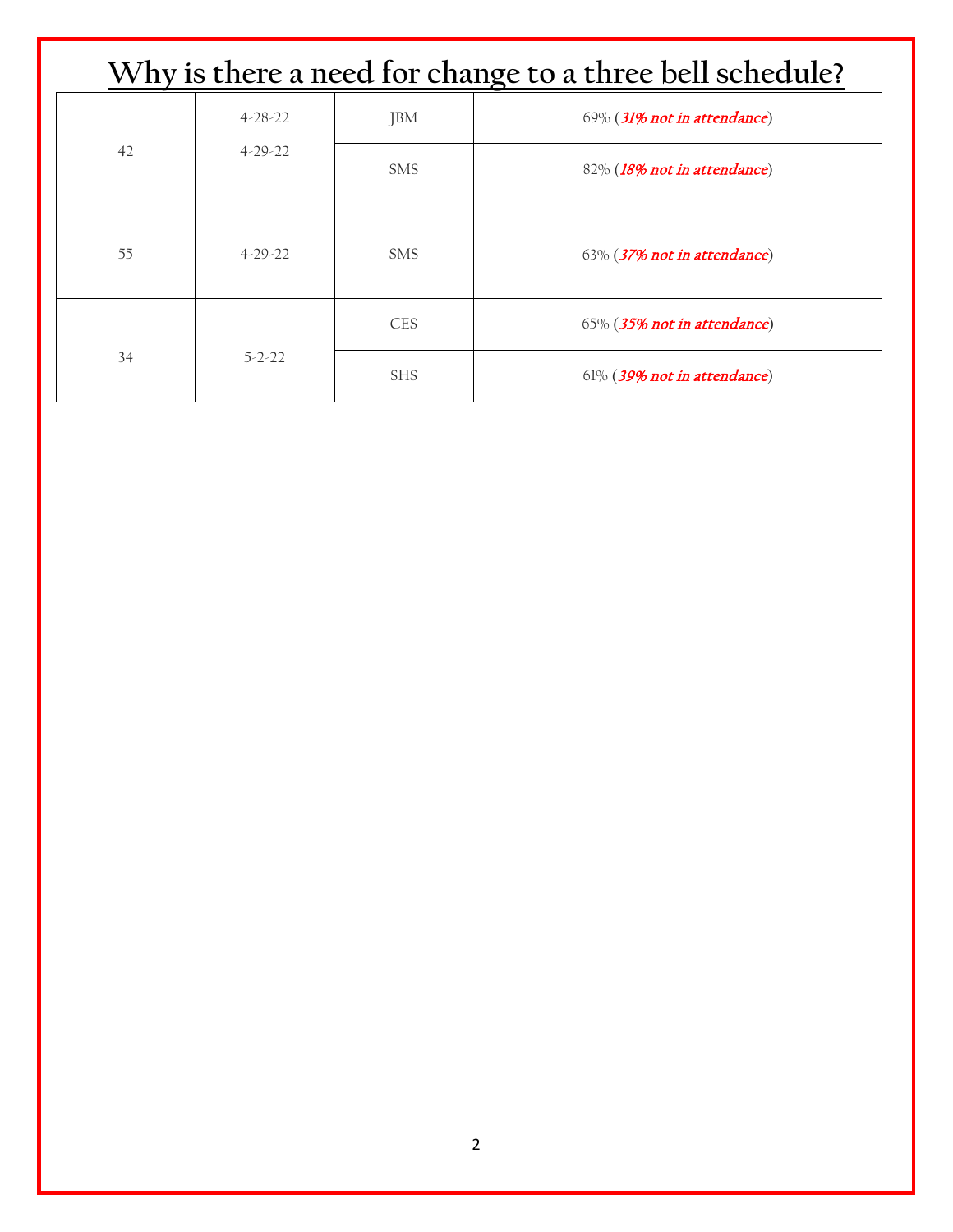# Why is there a need for change to a three bell schedule?

| | | | |
|---|---|---|---|
| 42 | 4-28-22<br>4-29-22 | JBM | 69% (*31% not in attendance*) |
| | | SMS | 82% (*18% not in attendance*) |
| 55 | 4-29-22 | SMS | 63% (*37% not in attendance*) |
| 34 | 5-2-22 | CES | 65% (*35% not in attendance*) |
| | | SHS | 61% (*39% not in attendance*) |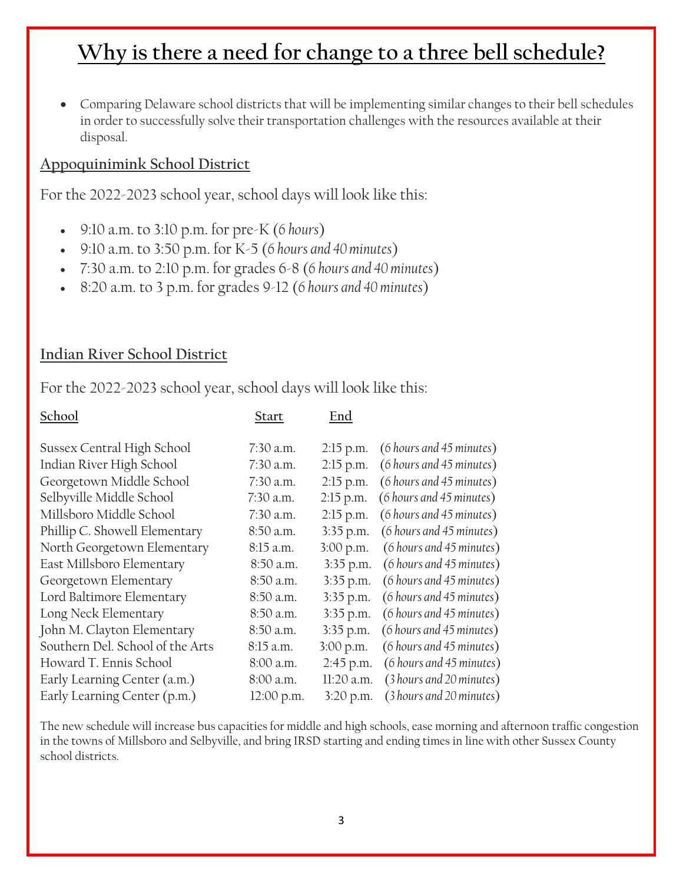# Why is there a need for change to a three bell schedule?

- Comparing Delaware school districts that will be implementing similar changes to their bell schedules in order to successfully solve their transportation challenges with the resources available at their disposal.

## Appoquinimink School District

For the 2022-2023 school year, school days will look like this:

- 9:10 a.m. to 3:10 p.m. for pre-K (*6 hours*)
- 9:10 a.m. to 3:50 p.m. for K-5 (*6 hours and 40 minutes*)
- 7:30 a.m. to 2:10 p.m. for grades 6-8 (*6 hours and 40 minutes*)
- 8:20 a.m. to 3 p.m. for grades 9-12 (*6 hours and 40 minutes*)

## Indian River School District

For the 2022-2023 school year, school days will look like this:

| School | Start | End | |
|---|---|---|---|
| Sussex Central High School | 7:30 a.m. | 2:15 p.m. | (*6 hours and 45 minutes*) |
| Indian River High School | 7:30 a.m. | 2:15 p.m. | (*6 hours and 45 minutes*) |
| Georgetown Middle School | 7:30 a.m. | 2:15 p.m. | (*6 hours and 45 minutes*) |
| Selbyville Middle School | 7:30 a.m. | 2:15 p.m. | (*6 hours and 45 minutes*) |
| Millsboro Middle School | 7:30 a.m. | 2:15 p.m. | (*6 hours and 45 minutes*) |
| Phillip C. Showell Elementary | 8:50 a.m. | 3:35 p.m. | (*6 hours and 45 minutes*) |
| North Georgetown Elementary | 8:15 a.m. | 3:00 p.m. | (*6 hours and 45 minutes*) |
| East Millsboro Elementary | 8:50 a.m. | 3:35 p.m. | (*6 hours and 45 minutes*) |
| Georgetown Elementary | 8:50 a.m. | 3:35 p.m. | (*6 hours and 45 minutes*) |
| Lord Baltimore Elementary | 8:50 a.m. | 3:35 p.m. | (*6 hours and 45 minutes*) |
| Long Neck Elementary | 8:50 a.m. | 3:35 p.m. | (*6 hours and 45 minutes*) |
| John M. Clayton Elementary | 8:50 a.m. | 3:35 p.m. | (*6 hours and 45 minutes*) |
| Southern Del. School of the Arts | 8:15 a.m. | 3:00 p.m. | (*6 hours and 45 minutes*) |
| Howard T. Ennis School | 8:00 a.m. | 2:45 p.m. | (*6 hours and 45 minutes*) |
| Early Learning Center (a.m.) | 8:00 a.m. | 11:20 a.m. | (*3 hours and 20 minutes*) |
| Early Learning Center (p.m.) | 12:00 p.m. | 3:20 p.m. | (*3 hours and 20 minutes*) |

The new schedule will increase bus capacities for middle and high schools, ease morning and afternoon traffic congestion in the towns of Millsboro and Selbyville, and bring IRSD starting and ending times in line with other Sussex County school districts.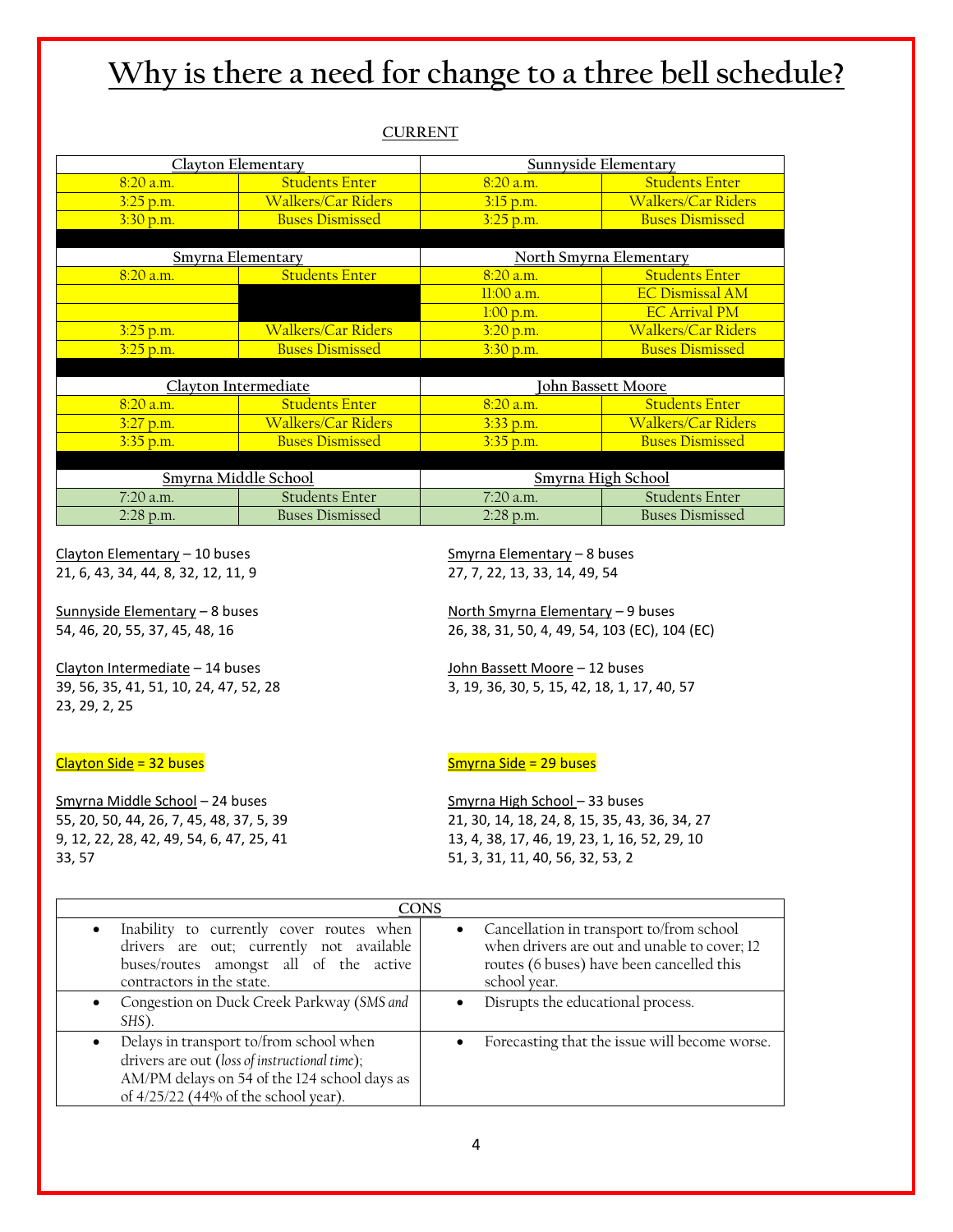# Why is there a need for change to a three bell schedule?

**CURRENT**

| Clayton Elementary | | Sunnyside Elementary | |
|---|---|---|---|
| 8:20 a.m. | Students Enter | 8:20 a.m. | Students Enter |
| 3:25 p.m. | Walkers/Car Riders | 3:15 p.m. | Walkers/Car Riders |
| 3:30 p.m. | Buses Dismissed | 3:25 p.m. | Buses Dismissed |

| Smyrna Elementary | | North Smyrna Elementary | |
|---|---|---|---|
| 8:20 a.m. | Students Enter | 8:20 a.m. | Students Enter |
| | | 11:00 a.m. | EC Dismissal AM |
| | | 1:00 p.m. | EC Arrival PM |
| 3:25 p.m. | Walkers/Car Riders | 3:20 p.m. | Walkers/Car Riders |
| 3:25 p.m. | Buses Dismissed | 3:30 p.m. | Buses Dismissed |

| Clayton Intermediate | | John Bassett Moore | |
|---|---|---|---|
| 8:20 a.m. | Students Enter | 8:20 a.m. | Students Enter |
| 3:27 p.m. | Walkers/Car Riders | 3:33 p.m. | Walkers/Car Riders |
| 3:35 p.m. | Buses Dismissed | 3:35 p.m. | Buses Dismissed |

| Smyrna Middle School | | Smyrna High School | |
|---|---|---|---|
| 7:20 a.m. | Students Enter | 7:20 a.m. | Students Enter |
| 2:28 p.m. | Buses Dismissed | 2:28 p.m. | Buses Dismissed |

Clayton Elementary – 10 buses
21, 6, 43, 34, 44, 8, 32, 12, 11, 9

Sunnyside Elementary – 8 buses
54, 46, 20, 55, 37, 45, 48, 16

Clayton Intermediate – 14 buses
39, 56, 35, 41, 51, 10, 24, 47, 52, 28
23, 29, 2, 25

Clayton Side = 32 buses

Smyrna Elementary – 8 buses
27, 7, 22, 13, 33, 14, 49, 54

North Smyrna Elementary – 9 buses
26, 38, 31, 50, 4, 49, 54, 103 (EC), 104 (EC)

John Bassett Moore – 12 buses
3, 19, 36, 30, 5, 15, 42, 18, 1, 17, 40, 57

Smyrna Side = 29 buses

Smyrna Middle School – 24 buses
55, 20, 50, 44, 26, 7, 45, 48, 37, 5, 39
9, 12, 22, 28, 42, 49, 54, 6, 47, 25, 41
33, 57

Smyrna High School – 33 buses
21, 30, 14, 18, 24, 8, 15, 35, 43, 36, 34, 27
13, 4, 38, 17, 46, 19, 23, 1, 16, 52, 29, 10
51, 3, 31, 11, 40, 56, 32, 53, 2

| CONS | |
|---|---|
| • Inability to currently cover routes when drivers are out; currently not available buses/routes amongst all of the active contractors in the state. | • Cancellation in transport to/from school when drivers are out and unable to cover; 12 routes (6 buses) have been cancelled this school year. |
| • Congestion on Duck Creek Parkway (*SMS and SHS*). | • Disrupts the educational process. |
| • Delays in transport to/from school when drivers are out (*loss of instructional time*); AM/PM delays on 54 of the 124 school days as of 4/25/22 (44% of the school year). | • Forecasting that the issue will become worse. |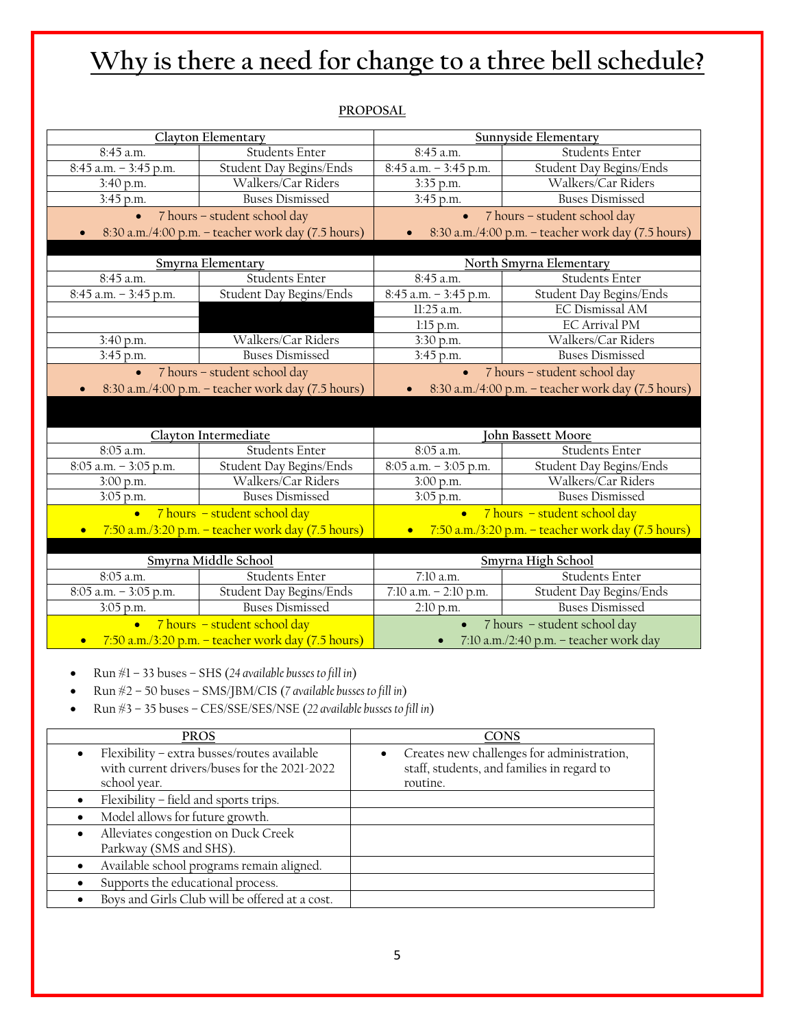# Why is there a need for change to a three bell schedule?

**PROPOSAL**

| Clayton Elementary | | Sunnyside Elementary | |
|---|---|---|---|
| 8:45 a.m. | Students Enter | 8:45 a.m. | Students Enter |
| 8:45 a.m. – 3:45 p.m. | Student Day Begins/Ends | 8:45 a.m. – 3:45 p.m. | Student Day Begins/Ends |
| 3:40 p.m. | Walkers/Car Riders | 3:35 p.m. | Walkers/Car Riders |
| 3:45 p.m. | Buses Dismissed | 3:45 p.m. | Buses Dismissed |
| • 7 hours – student school day<br>• 8:30 a.m./4:00 p.m. – teacher work day (7.5 hours) | | • 7 hours – student school day<br>• 8:30 a.m./4:00 p.m. – teacher work day (7.5 hours) | |

| Smyrna Elementary | | North Smyrna Elementary | |
|---|---|---|---|
| 8:45 a.m. | Students Enter | 8:45 a.m. | Students Enter |
| 8:45 a.m. – 3:45 p.m. | Student Day Begins/Ends | 8:45 a.m. – 3:45 p.m. | Student Day Begins/Ends |
| | | 11:25 a.m. | EC Dismissal AM |
| | | 1:15 p.m. | EC Arrival PM |
| 3:40 p.m. | Walkers/Car Riders | 3:30 p.m. | Walkers/Car Riders |
| 3:45 p.m. | Buses Dismissed | 3:45 p.m. | Buses Dismissed |
| • 7 hours – student school day<br>• 8:30 a.m./4:00 p.m. – teacher work day (7.5 hours) | | • 7 hours – student school day<br>• 8:30 a.m./4:00 p.m. – teacher work day (7.5 hours) | |

| Clayton Intermediate | | John Bassett Moore | |
|---|---|---|---|
| 8:05 a.m. | Students Enter | 8:05 a.m. | Students Enter |
| 8:05 a.m. – 3:05 p.m. | Student Day Begins/Ends | 8:05 a.m. – 3:05 p.m. | Student Day Begins/Ends |
| 3:00 p.m. | Walkers/Car Riders | 3:00 p.m. | Walkers/Car Riders |
| 3:05 p.m. | Buses Dismissed | 3:05 p.m. | Buses Dismissed |
| • 7 hours – student school day<br>• 7:50 a.m./3:20 p.m. – teacher work day (7.5 hours) | | • 7 hours – student school day<br>• 7:50 a.m./3:20 p.m. – teacher work day (7.5 hours) | |

| Smyrna Middle School | | Smyrna High School | |
|---|---|---|---|
| 8:05 a.m. | Students Enter | 7:10 a.m. | Students Enter |
| 8:05 a.m. – 3:05 p.m. | Student Day Begins/Ends | 7:10 a.m. – 2:10 p.m. | Student Day Begins/Ends |
| 3:05 p.m. | Buses Dismissed | 2:10 p.m. | Buses Dismissed |
| • 7 hours – student school day<br>• 7:50 a.m./3:20 p.m. – teacher work day (7.5 hours) | | • 7 hours – student school day<br>• 7:10 a.m./2:40 p.m. – teacher work day | |

- Run #1 – 33 buses – SHS (*24 available busses to fill in*)
- Run #2 – 50 buses – SMS/JBM/CIS (*7 available busses to fill in*)
- Run #3 – 35 buses – CES/SSE/SES/NSE (*22 available busses to fill in*)

| PROS | CONS |
|---|---|
| • Flexibility – extra busses/routes available with current drivers/buses for the 2021-2022 school year. | • Creates new challenges for administration, staff, students, and families in regard to routine. |
| • Flexibility – field and sports trips. | |
| • Model allows for future growth. | |
| • Alleviates congestion on Duck Creek Parkway (SMS and SHS). | |
| • Available school programs remain aligned. | |
| • Supports the educational process. | |
| • Boys and Girls Club will be offered at a cost. | |